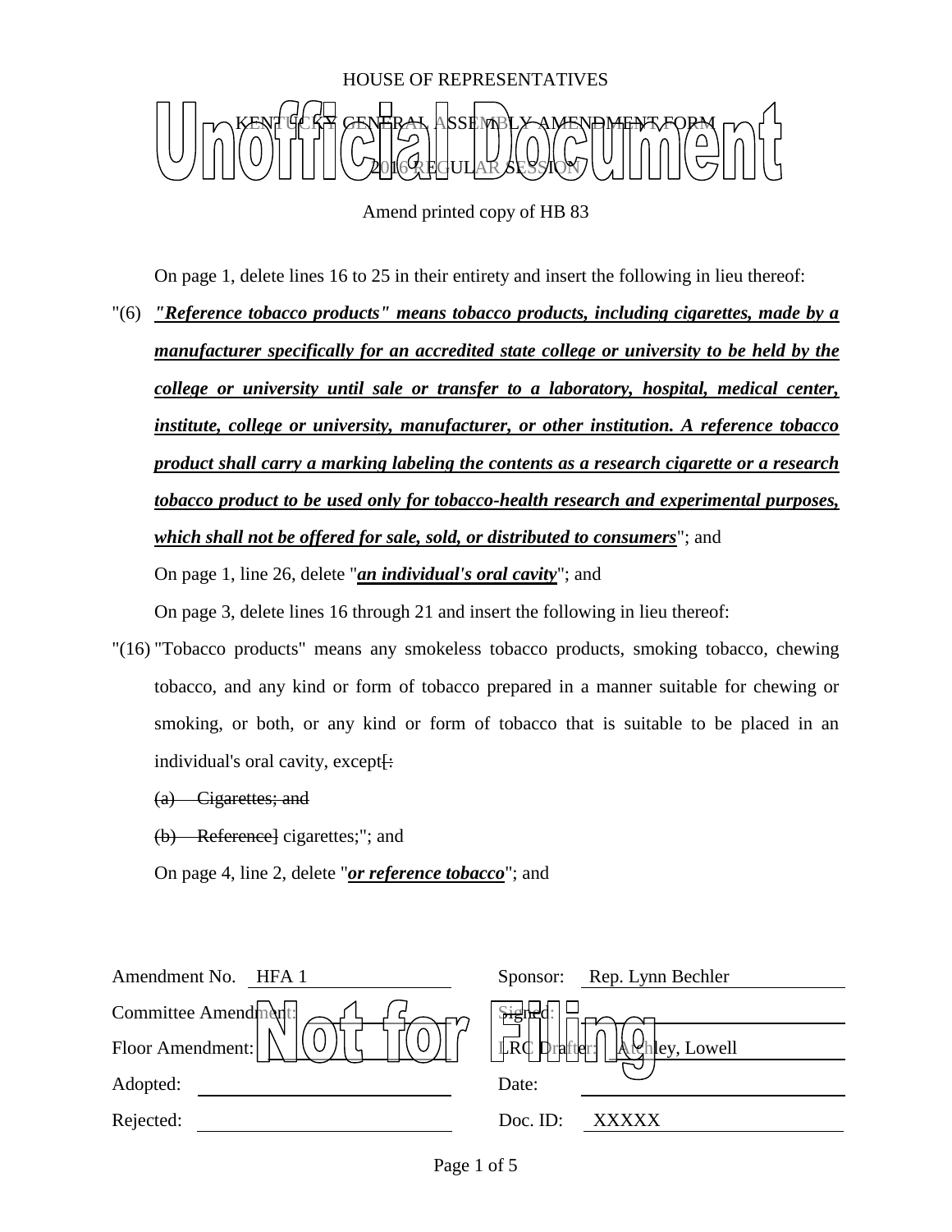HOUSE OF REPRESENTATIVES

KENTUCKY GENERAL ASSEMBLY AMENDMENT FORM

2016 REGULAR SESSION

Amend printed copy of HB 83

On page 1, delete lines 16 to 25 in their entirety and insert the following in lieu thereof:

"(6) ***"Reference tobacco products" means tobacco products, including cigarettes, made by a manufacturer specifically for an accredited state college or university to be held by the college or university until sale or transfer to a laboratory, hospital, medical center, institute, college or university, manufacturer, or other institution. A reference tobacco product shall carry a marking labeling the contents as a research cigarette or a research tobacco product to be used only for tobacco-health research and experimental purposes, which shall not be offered for sale, sold, or distributed to consumers***"; and

On page 1, line 26, delete "***an individual's oral cavity***"; and

On page 3, delete lines 16 through 21 and insert the following in lieu thereof:

"(16) "Tobacco products" means any smokeless tobacco products, smoking tobacco, chewing tobacco, and any kind or form of tobacco prepared in a manner suitable for chewing or smoking, or both, or any kind or form of tobacco that is suitable to be placed in an individual's oral cavity, except~~[:~~

~~(a) Cigarettes; and~~

~~(b) Reference]~~ cigarettes;"; and

On page 4, line 2, delete "***or reference tobacco***"; and

| | | | |
|---|---|---|---|
| Amendment No. | HFA 1 | Sponsor: | Rep. Lynn Bechler |
| Committee Amendment: | | Signed: | |
| Floor Amendment: | | LRC Drafter: | Atchley, Lowell |
| Adopted: | | Date: | |
| Rejected: | | Doc. ID: | XXXXX |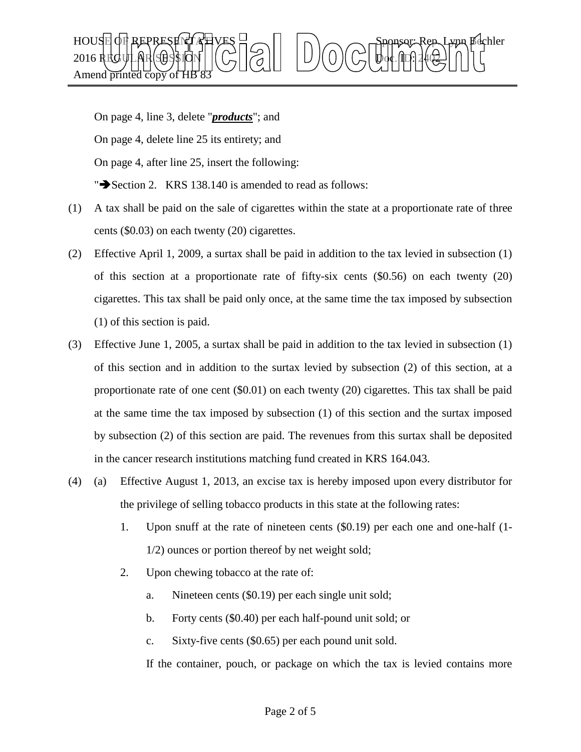On page 4, line 3, delete "***products***"; and

On page 4, delete line 25 its entirety; and

On page 4, after line 25, insert the following:

"➔Section 2. KRS 138.140 is amended to read as follows:

(1) A tax shall be paid on the sale of cigarettes within the state at a proportionate rate of three cents ($0.03) on each twenty (20) cigarettes.

(2) Effective April 1, 2009, a surtax shall be paid in addition to the tax levied in subsection (1) of this section at a proportionate rate of fifty-six cents ($0.56) on each twenty (20) cigarettes. This tax shall be paid only once, at the same time the tax imposed by subsection (1) of this section is paid.

(3) Effective June 1, 2005, a surtax shall be paid in addition to the tax levied in subsection (1) of this section and in addition to the surtax levied by subsection (2) of this section, at a proportionate rate of one cent ($0.01) on each twenty (20) cigarettes. This tax shall be paid at the same time the tax imposed by subsection (1) of this section and the surtax imposed by subsection (2) of this section are paid. The revenues from this surtax shall be deposited in the cancer research institutions matching fund created in KRS 164.043.

(4) (a) Effective August 1, 2013, an excise tax is hereby imposed upon every distributor for the privilege of selling tobacco products in this state at the following rates:

1. Upon snuff at the rate of nineteen cents ($0.19) per each one and one-half (1-1/2) ounces or portion thereof by net weight sold;

2. Upon chewing tobacco at the rate of:

a. Nineteen cents ($0.19) per each single unit sold;

b. Forty cents ($0.40) per each half-pound unit sold; or

c. Sixty-five cents ($0.65) per each pound unit sold.

If the container, pouch, or package on which the tax is levied contains more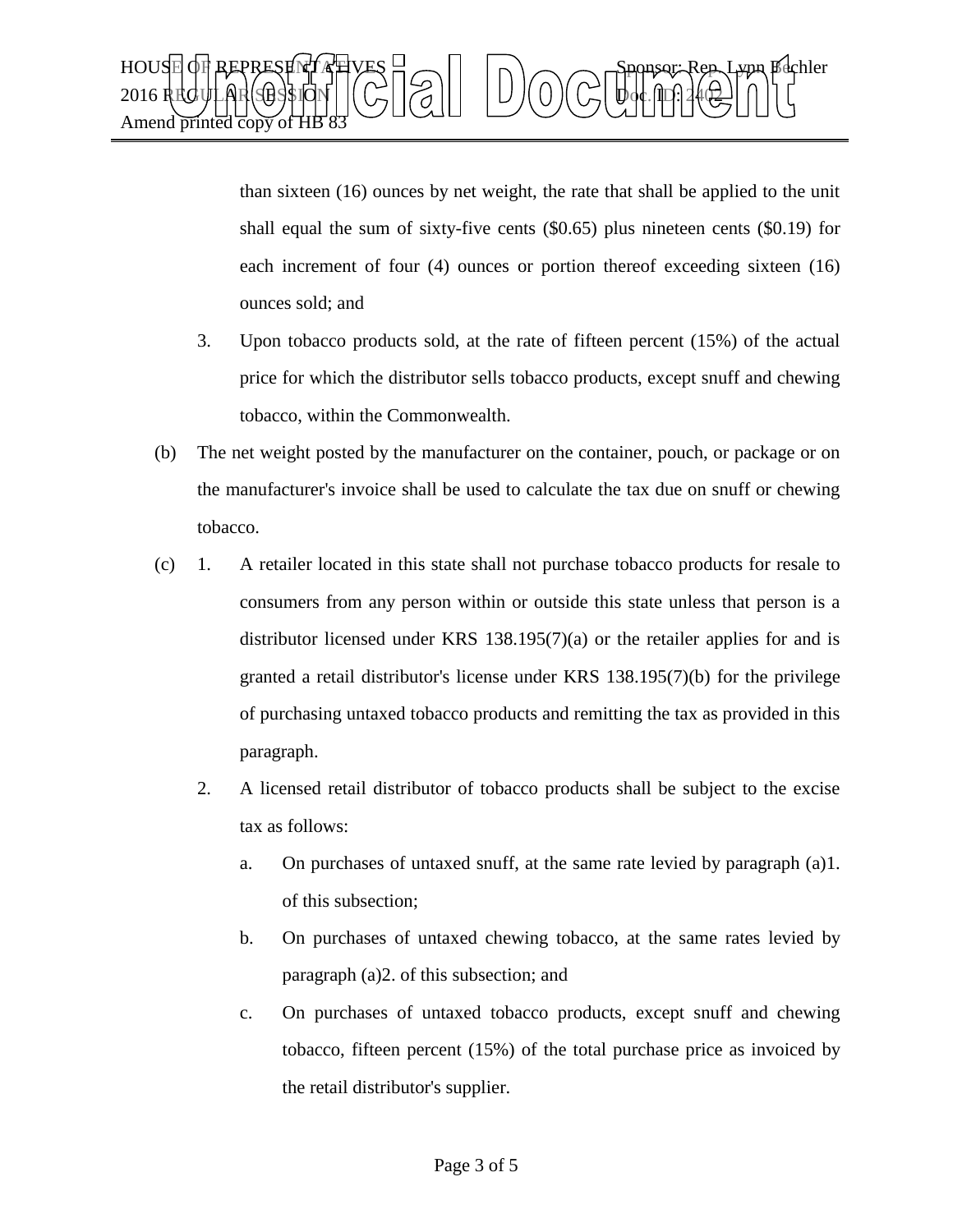than sixteen (16) ounces by net weight, the rate that shall be applied to the unit shall equal the sum of sixty-five cents ($0.65) plus nineteen cents ($0.19) for each increment of four (4) ounces or portion thereof exceeding sixteen (16) ounces sold; and

3. Upon tobacco products sold, at the rate of fifteen percent (15%) of the actual price for which the distributor sells tobacco products, except snuff and chewing tobacco, within the Commonwealth.

(b) The net weight posted by the manufacturer on the container, pouch, or package or on the manufacturer's invoice shall be used to calculate the tax due on snuff or chewing tobacco.

(c) 1. A retailer located in this state shall not purchase tobacco products for resale to consumers from any person within or outside this state unless that person is a distributor licensed under KRS 138.195(7)(a) or the retailer applies for and is granted a retail distributor's license under KRS 138.195(7)(b) for the privilege of purchasing untaxed tobacco products and remitting the tax as provided in this paragraph.

2. A licensed retail distributor of tobacco products shall be subject to the excise tax as follows:

a. On purchases of untaxed snuff, at the same rate levied by paragraph (a)1. of this subsection;

b. On purchases of untaxed chewing tobacco, at the same rates levied by paragraph (a)2. of this subsection; and

c. On purchases of untaxed tobacco products, except snuff and chewing tobacco, fifteen percent (15%) of the total purchase price as invoiced by the retail distributor's supplier.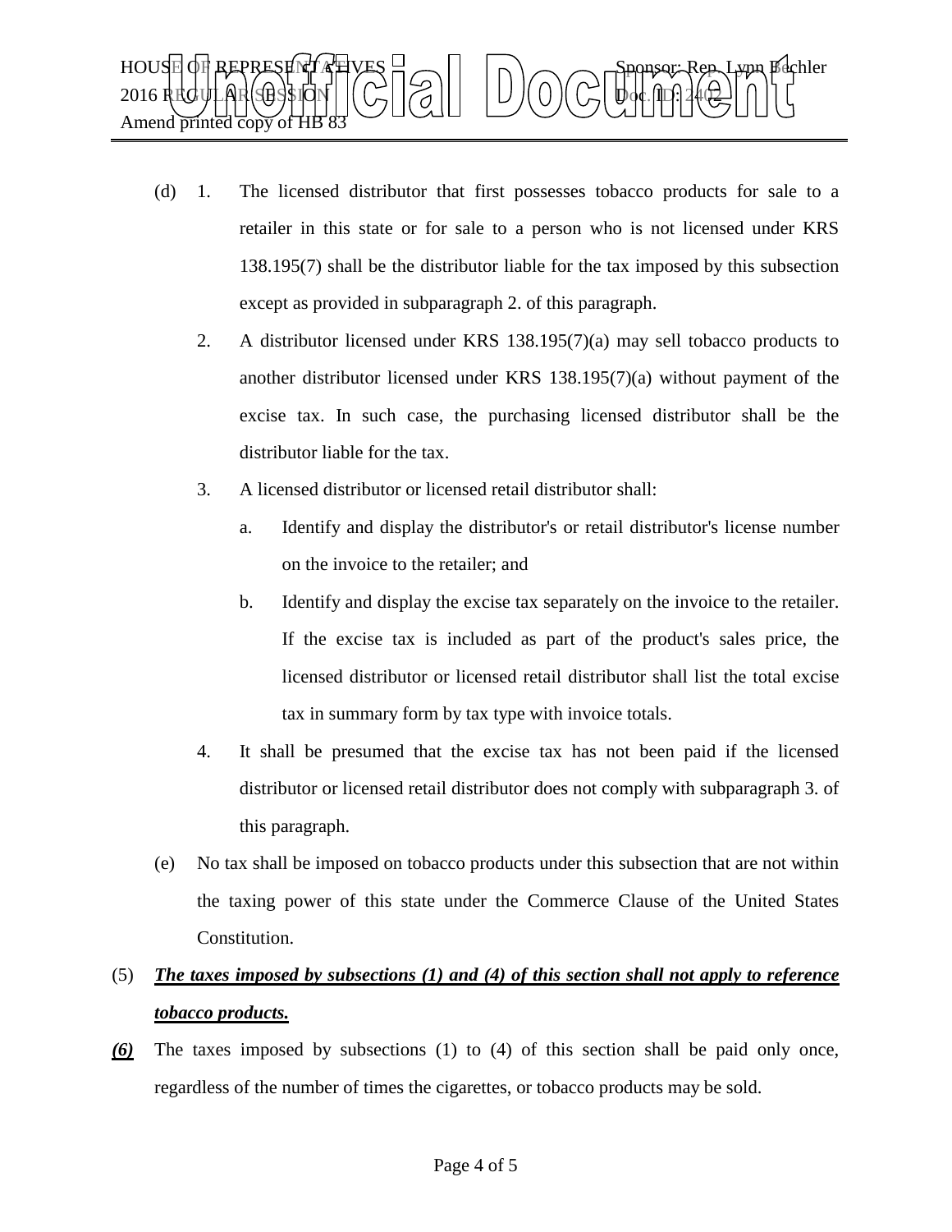(d) 1. The licensed distributor that first possesses tobacco products for sale to a retailer in this state or for sale to a person who is not licensed under KRS 138.195(7) shall be the distributor liable for the tax imposed by this subsection except as provided in subparagraph 2. of this paragraph.

2. A distributor licensed under KRS 138.195(7)(a) may sell tobacco products to another distributor licensed under KRS 138.195(7)(a) without payment of the excise tax. In such case, the purchasing licensed distributor shall be the distributor liable for the tax.

3. A licensed distributor or licensed retail distributor shall:

a. Identify and display the distributor's or retail distributor's license number on the invoice to the retailer; and

b. Identify and display the excise tax separately on the invoice to the retailer. If the excise tax is included as part of the product's sales price, the licensed distributor or licensed retail distributor shall list the total excise tax in summary form by tax type with invoice totals.

4. It shall be presumed that the excise tax has not been paid if the licensed distributor or licensed retail distributor does not comply with subparagraph 3. of this paragraph.

(e) No tax shall be imposed on tobacco products under this subsection that are not within the taxing power of this state under the Commerce Clause of the United States Constitution.

(5) ***The taxes imposed by subsections (1) and (4) of this section shall not apply to reference tobacco products.***

***(6)*** The taxes imposed by subsections (1) to (4) of this section shall be paid only once, regardless of the number of times the cigarettes, or tobacco products may be sold.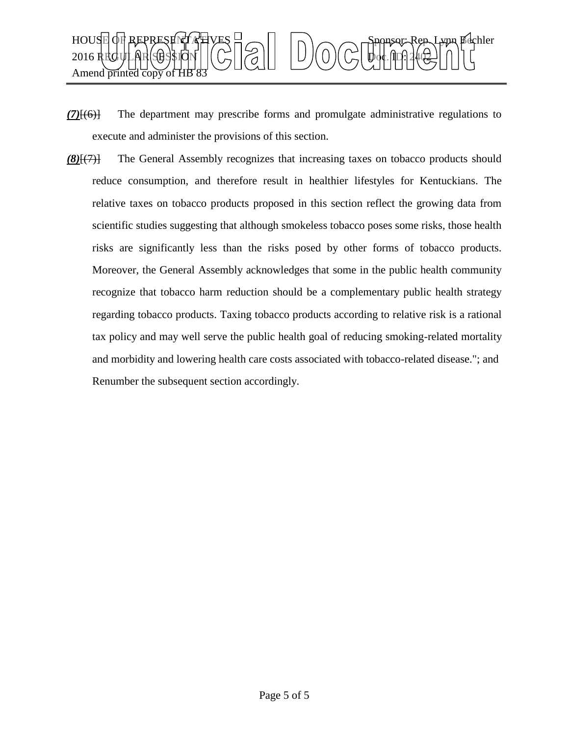*(7)*[(6)] The department may prescribe forms and promulgate administrative regulations to execute and administer the provisions of this section.

*(8)*[(7)] The General Assembly recognizes that increasing taxes on tobacco products should reduce consumption, and therefore result in healthier lifestyles for Kentuckians. The relative taxes on tobacco products proposed in this section reflect the growing data from scientific studies suggesting that although smokeless tobacco poses some risks, those health risks are significantly less than the risks posed by other forms of tobacco products. Moreover, the General Assembly acknowledges that some in the public health community recognize that tobacco harm reduction should be a complementary public health strategy regarding tobacco products. Taxing tobacco products according to relative risk is a rational tax policy and may well serve the public health goal of reducing smoking-related mortality and morbidity and lowering health care costs associated with tobacco-related disease."; and

Renumber the subsequent section accordingly.